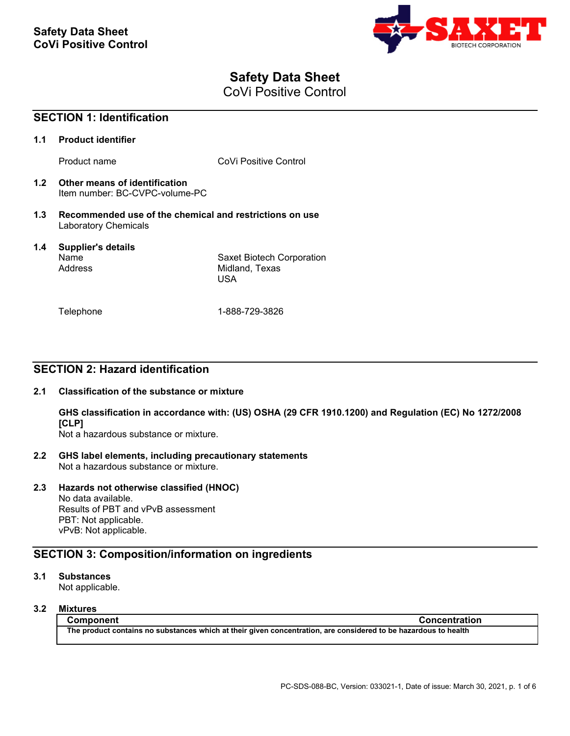# Safety Data Sheet
CoVi Positive Control

## SECTION 1: Identification

### 1.1 Product identifier

Product name: CoVi Positive Control

### 1.2 Other means of identification

Item number: BC-CVPC-volume-PC

### 1.3 Recommended use of the chemical and restrictions on use

Laboratory Chemicals

### 1.4 Supplier's details

Name: Saxet Biotech Corporation
Address: Midland, Texas
USA

Telephone: 1-888-729-3826

## SECTION 2: Hazard identification

### 2.1 Classification of the substance or mixture

**GHS classification in accordance with: (US) OSHA (29 CFR 1910.1200) and Regulation (EC) No 1272/2008 [CLP]**

Not a hazardous substance or mixture.

### 2.2 GHS label elements, including precautionary statements

Not a hazardous substance or mixture.

### 2.3 Hazards not otherwise classified (HNOC)

No data available.
Results of PBT and vPvB assessment
PBT: Not applicable.
vPvB: Not applicable.

## SECTION 3: Composition/information on ingredients

### 3.1 Substances

Not applicable.

### 3.2 Mixtures

| Component | Concentration |
|---|---|
| The product contains no substances which at their given concentration, are considered to be hazardous to health | |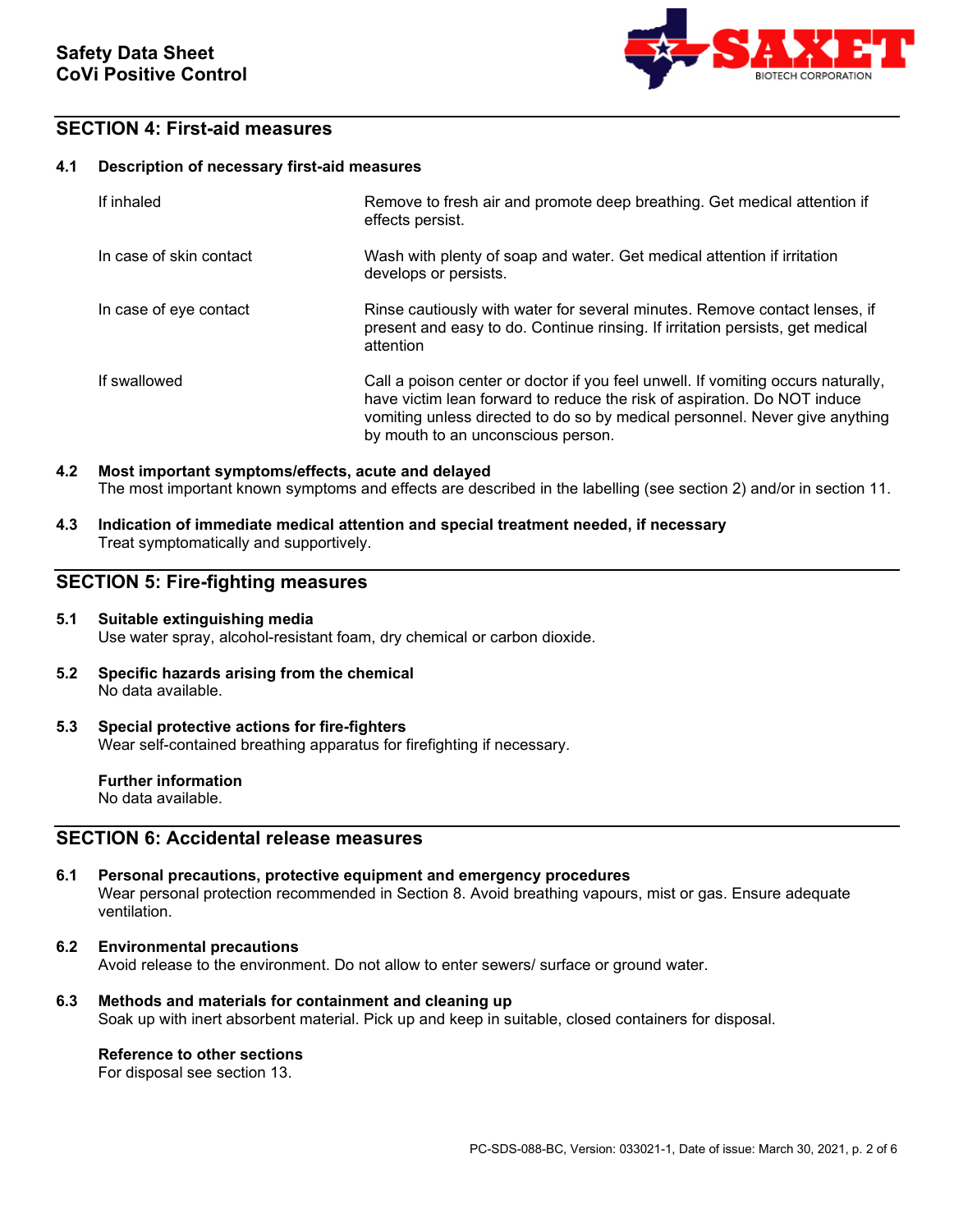## SECTION 4: First-aid measures

### 4.1 Description of necessary first-aid measures

| | |
|---|---|
| If inhaled | Remove to fresh air and promote deep breathing. Get medical attention if effects persist. |
| In case of skin contact | Wash with plenty of soap and water. Get medical attention if irritation develops or persists. |
| In case of eye contact | Rinse cautiously with water for several minutes. Remove contact lenses, if present and easy to do. Continue rinsing. If irritation persists, get medical attention |
| If swallowed | Call a poison center or doctor if you feel unwell. If vomiting occurs naturally, have victim lean forward to reduce the risk of aspiration. Do NOT induce vomiting unless directed to do so by medical personnel. Never give anything by mouth to an unconscious person. |

### 4.2 Most important symptoms/effects, acute and delayed

The most important known symptoms and effects are described in the labelling (see section 2) and/or in section 11.

### 4.3 Indication of immediate medical attention and special treatment needed, if necessary

Treat symptomatically and supportively.

## SECTION 5: Fire-fighting measures

### 5.1 Suitable extinguishing media

Use water spray, alcohol-resistant foam, dry chemical or carbon dioxide.

### 5.2 Specific hazards arising from the chemical

No data available.

### 5.3 Special protective actions for fire-fighters

Wear self-contained breathing apparatus for firefighting if necessary.

**Further information**

No data available.

## SECTION 6: Accidental release measures

### 6.1 Personal precautions, protective equipment and emergency procedures

Wear personal protection recommended in Section 8. Avoid breathing vapours, mist or gas. Ensure adequate ventilation.

### 6.2 Environmental precautions

Avoid release to the environment. Do not allow to enter sewers/ surface or ground water.

### 6.3 Methods and materials for containment and cleaning up

Soak up with inert absorbent material. Pick up and keep in suitable, closed containers for disposal.

**Reference to other sections**

For disposal see section 13.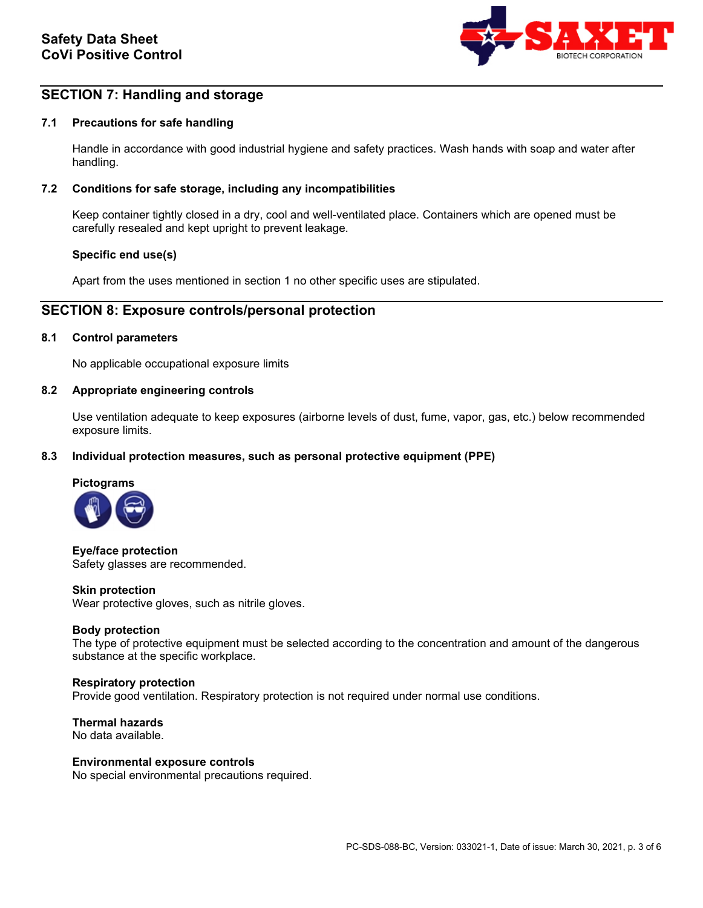## SECTION 7: Handling and storage

### 7.1 Precautions for safe handling

Handle in accordance with good industrial hygiene and safety practices. Wash hands with soap and water after handling.

### 7.2 Conditions for safe storage, including any incompatibilities

Keep container tightly closed in a dry, cool and well-ventilated place. Containers which are opened must be carefully resealed and kept upright to prevent leakage.

**Specific end use(s)**

Apart from the uses mentioned in section 1 no other specific uses are stipulated.

## SECTION 8: Exposure controls/personal protection

### 8.1 Control parameters

No applicable occupational exposure limits

### 8.2 Appropriate engineering controls

Use ventilation adequate to keep exposures (airborne levels of dust, fume, vapor, gas, etc.) below recommended exposure limits.

### 8.3 Individual protection measures, such as personal protective equipment (PPE)

**Pictograms**

**Eye/face protection**
Safety glasses are recommended.

**Skin protection**
Wear protective gloves, such as nitrile gloves.

**Body protection**
The type of protective equipment must be selected according to the concentration and amount of the dangerous substance at the specific workplace.

**Respiratory protection**
Provide good ventilation. Respiratory protection is not required under normal use conditions.

**Thermal hazards**
No data available.

**Environmental exposure controls**
No special environmental precautions required.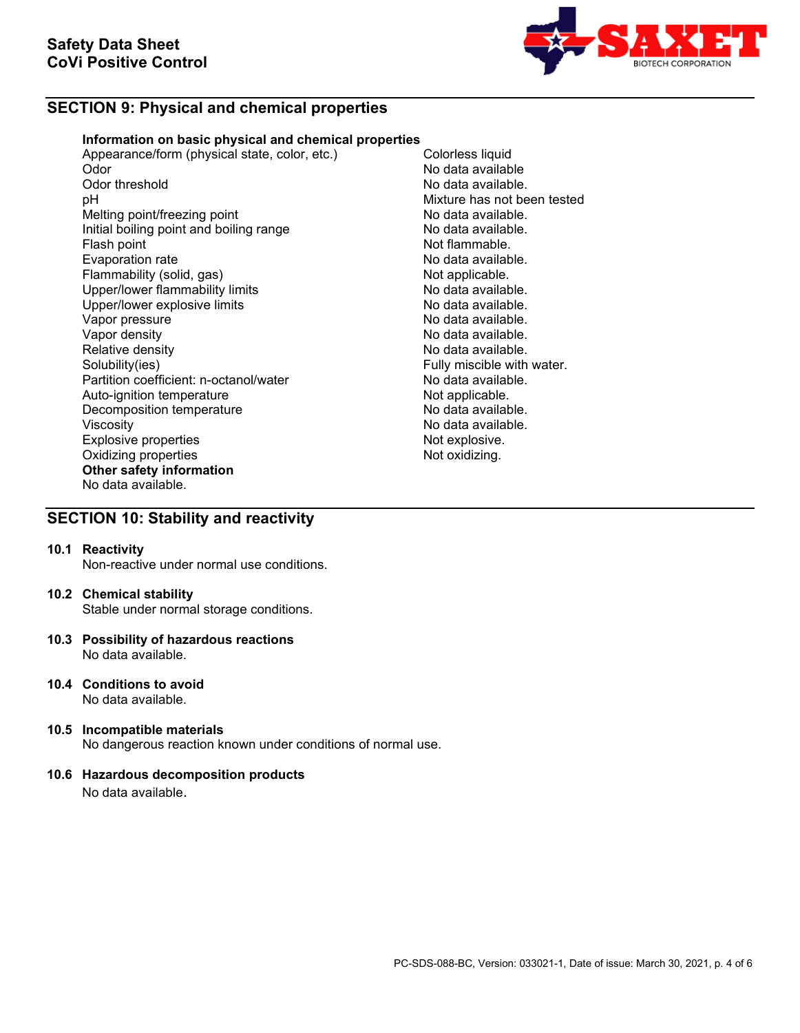## SECTION 9: Physical and chemical properties

**Information on basic physical and chemical properties**

| Property | Value |
|---|---|
| Appearance/form (physical state, color, etc.) | Colorless liquid |
| Odor | No data available |
| Odor threshold | No data available. |
| pH | Mixture has not been tested |
| Melting point/freezing point | No data available. |
| Initial boiling point and boiling range | No data available. |
| Flash point | Not flammable. |
| Evaporation rate | No data available. |
| Flammability (solid, gas) | Not applicable. |
| Upper/lower flammability limits | No data available. |
| Upper/lower explosive limits | No data available. |
| Vapor pressure | No data available. |
| Vapor density | No data available. |
| Relative density | No data available. |
| Solubility(ies) | Fully miscible with water. |
| Partition coefficient: n-octanol/water | No data available. |
| Auto-ignition temperature | Not applicable. |
| Decomposition temperature | No data available. |
| Viscosity | No data available. |
| Explosive properties | Not explosive. |
| Oxidizing properties | Not oxidizing. |

**Other safety information**

No data available.

## SECTION 10: Stability and reactivity

### 10.1 Reactivity

Non-reactive under normal use conditions.

### 10.2 Chemical stability

Stable under normal storage conditions.

### 10.3 Possibility of hazardous reactions

No data available.

### 10.4 Conditions to avoid

No data available.

### 10.5 Incompatible materials

No dangerous reaction known under conditions of normal use.

### 10.6 Hazardous decomposition products

No data available.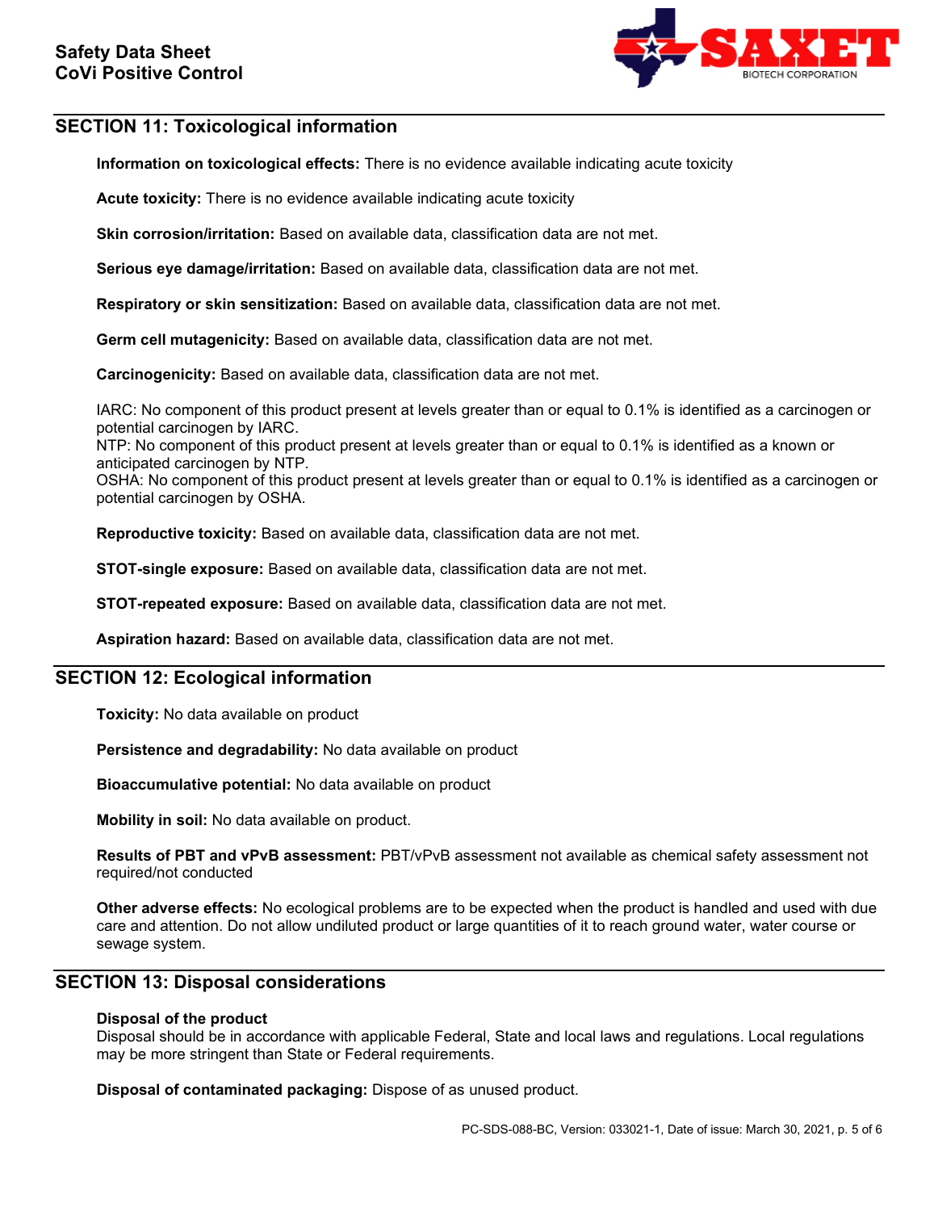## SECTION 11: Toxicological information

**Information on toxicological effects:** There is no evidence available indicating acute toxicity

**Acute toxicity:** There is no evidence available indicating acute toxicity

**Skin corrosion/irritation:** Based on available data, classification data are not met.

**Serious eye damage/irritation:** Based on available data, classification data are not met.

**Respiratory or skin sensitization:** Based on available data, classification data are not met.

**Germ cell mutagenicity:** Based on available data, classification data are not met.

**Carcinogenicity:** Based on available data, classification data are not met.

IARC: No component of this product present at levels greater than or equal to 0.1% is identified as a carcinogen or potential carcinogen by IARC.
NTP: No component of this product present at levels greater than or equal to 0.1% is identified as a known or anticipated carcinogen by NTP.
OSHA: No component of this product present at levels greater than or equal to 0.1% is identified as a carcinogen or potential carcinogen by OSHA.

**Reproductive toxicity:** Based on available data, classification data are not met.

**STOT-single exposure:** Based on available data, classification data are not met.

**STOT-repeated exposure:** Based on available data, classification data are not met.

**Aspiration hazard:** Based on available data, classification data are not met.

## SECTION 12: Ecological information

**Toxicity:** No data available on product

**Persistence and degradability:** No data available on product

**Bioaccumulative potential:** No data available on product

**Mobility in soil:** No data available on product.

**Results of PBT and vPvB assessment:** PBT/vPvB assessment not available as chemical safety assessment not required/not conducted

**Other adverse effects:** No ecological problems are to be expected when the product is handled and used with due care and attention. Do not allow undiluted product or large quantities of it to reach ground water, water course or sewage system.

## SECTION 13: Disposal considerations

**Disposal of the product**
Disposal should be in accordance with applicable Federal, State and local laws and regulations. Local regulations may be more stringent than State or Federal requirements.

**Disposal of contaminated packaging:** Dispose of as unused product.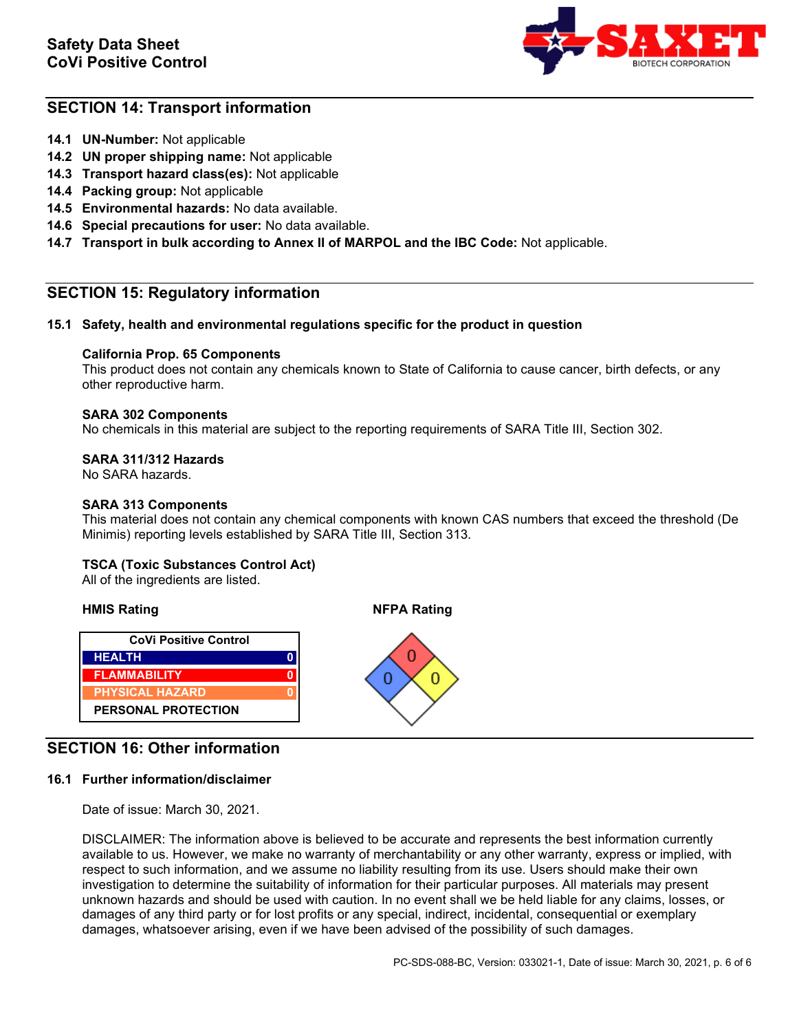## SECTION 14: Transport information

**14.1 UN-Number:** Not applicable
**14.2 UN proper shipping name:** Not applicable
**14.3 Transport hazard class(es):** Not applicable
**14.4 Packing group:** Not applicable
**14.5 Environmental hazards:** No data available.
**14.6 Special precautions for user:** No data available.
**14.7 Transport in bulk according to Annex II of MARPOL and the IBC Code:** Not applicable.

## SECTION 15: Regulatory information

### 15.1 Safety, health and environmental regulations specific for the product in question

**California Prop. 65 Components**
This product does not contain any chemicals known to State of California to cause cancer, birth defects, or any other reproductive harm.

**SARA 302 Components**
No chemicals in this material are subject to the reporting requirements of SARA Title III, Section 302.

**SARA 311/312 Hazards**
No SARA hazards.

**SARA 313 Components**
This material does not contain any chemical components with known CAS numbers that exceed the threshold (De Minimis) reporting levels established by SARA Title III, Section 313.

**TSCA (Toxic Substances Control Act)**
All of the ingredients are listed.

**HMIS Rating**

| CoVi Positive Control | |
|---|---|
| HEALTH | 0 |
| FLAMMABILITY | 0 |
| PHYSICAL HAZARD | 0 |
| PERSONAL PROTECTION | |

**NFPA Rating**

0
0
0

## SECTION 16: Other information

### 16.1 Further information/disclaimer

Date of issue: March 30, 2021.

DISCLAIMER: The information above is believed to be accurate and represents the best information currently available to us. However, we make no warranty of merchantability or any other warranty, express or implied, with respect to such information, and we assume no liability resulting from its use. Users should make their own investigation to determine the suitability of information for their particular purposes. All materials may present unknown hazards and should be used with caution. In no event shall we be held liable for any claims, losses, or damages of any third party or for lost profits or any special, indirect, incidental, consequential or exemplary damages, whatsoever arising, even if we have been advised of the possibility of such damages.